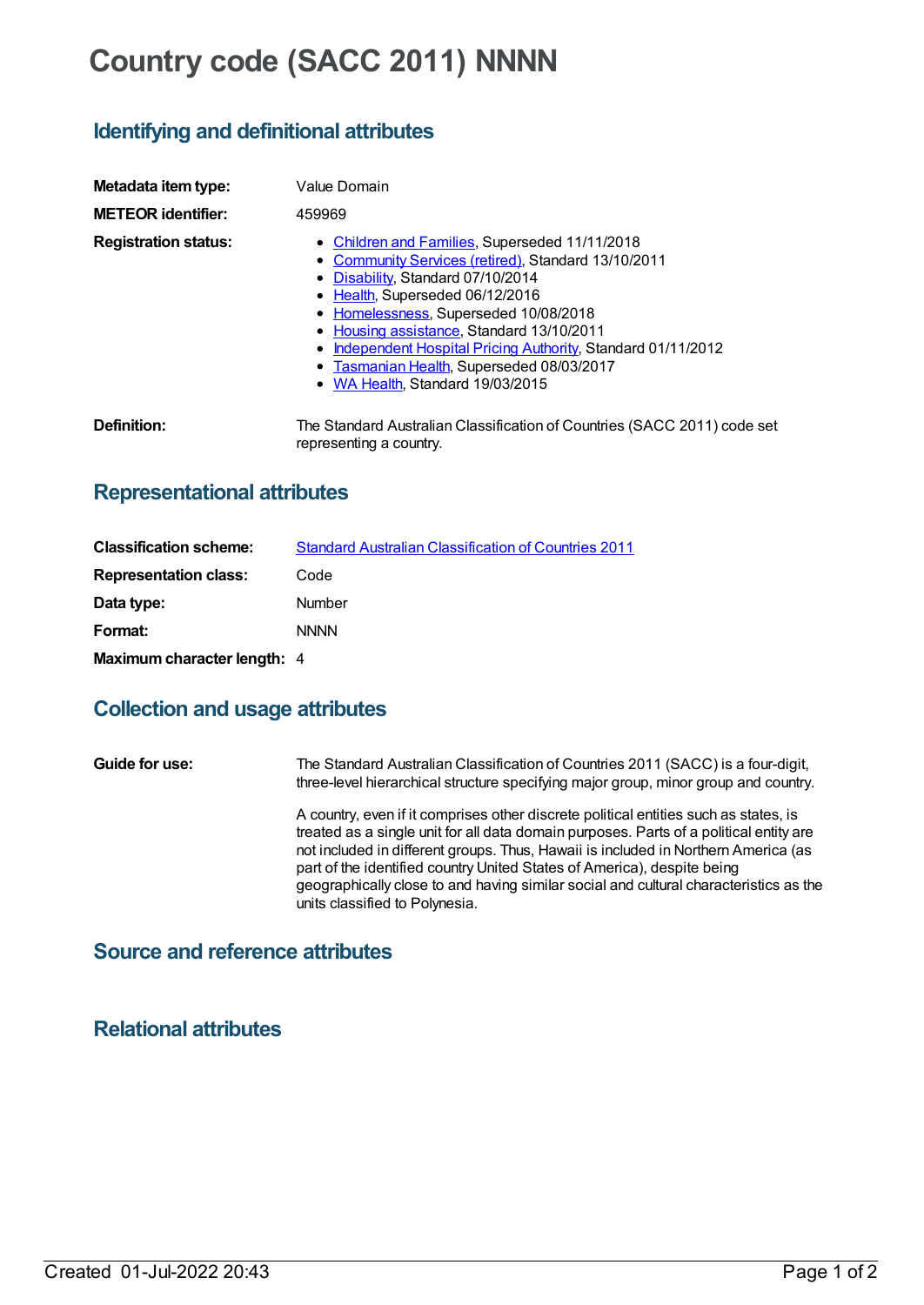# Country code (SACC 2011) NNNN

## Identifying and definitional attributes

**Metadata item type:** Value Domain

**METEOR identifier:** 459969

**Registration status:**

- Children and Families, Superseded 11/11/2018
- Community Services (retired), Standard 13/10/2011
- Disability, Standard 07/10/2014
- Health, Superseded 06/12/2016
- Homelessness, Superseded 10/08/2018
- Housing assistance, Standard 13/10/2011
- Independent Hospital Pricing Authority, Standard 01/11/2012
- Tasmanian Health, Superseded 08/03/2017
- WA Health, Standard 19/03/2015

**Definition:** The Standard Australian Classification of Countries (SACC 2011) code set representing a country.

## Representational attributes

**Classification scheme:** Standard Australian Classification of Countries 2011

**Representation class:** Code

**Data type:** Number

**Format:** NNNN

**Maximum character length:** 4

## Collection and usage attributes

**Guide for use:** The Standard Australian Classification of Countries 2011 (SACC) is a four-digit, three-level hierarchical structure specifying major group, minor group and country.

A country, even if it comprises other discrete political entities such as states, is treated as a single unit for all data domain purposes. Parts of a political entity are not included in different groups. Thus, Hawaii is included in Northern America (as part of the identified country United States of America), despite being geographically close to and having similar social and cultural characteristics as the units classified to Polynesia.

## Source and reference attributes

## Relational attributes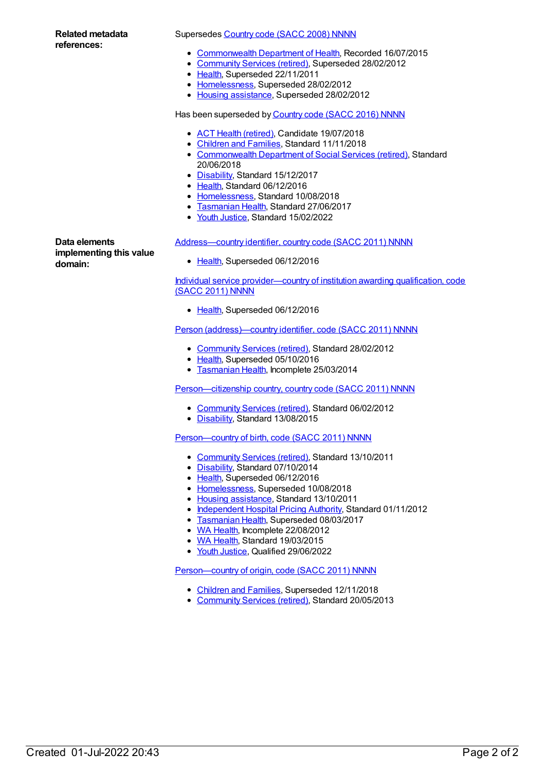**Related metadata references:**

Supersedes Country code (SACC 2008) NNNN

- Commonwealth Department of Health, Recorded 16/07/2015
- Community Services (retired), Superseded 28/02/2012
- Health, Superseded 22/11/2011
- Homelessness, Superseded 28/02/2012
- Housing assistance, Superseded 28/02/2012

Has been superseded by Country code (SACC 2016) NNNN

- ACT Health (retired), Candidate 19/07/2018
- Children and Families, Standard 11/11/2018
- Commonwealth Department of Social Services (retired), Standard 20/06/2018
- Disability, Standard 15/12/2017
- Health, Standard 06/12/2016
- Homelessness, Standard 10/08/2018
- Tasmanian Health, Standard 27/06/2017
- Youth Justice, Standard 15/02/2022

**Data elements implementing this value domain:**

Address—country identifier, country code (SACC 2011) NNNN

- Health, Superseded 06/12/2016

Individual service provider—country of institution awarding qualification, code (SACC 2011) NNNN

- Health, Superseded 06/12/2016

Person (address)—country identifier, code (SACC 2011) NNNN

- Community Services (retired), Standard 28/02/2012
- Health, Superseded 05/10/2016
- Tasmanian Health, Incomplete 25/03/2014

Person—citizenship country, country code (SACC 2011) NNNN

- Community Services (retired), Standard 06/02/2012
- Disability, Standard 13/08/2015

Person—country of birth, code (SACC 2011) NNNN

- Community Services (retired), Standard 13/10/2011
- Disability, Standard 07/10/2014
- Health, Superseded 06/12/2016
- Homelessness, Superseded 10/08/2018
- Housing assistance, Standard 13/10/2011
- Independent Hospital Pricing Authority, Standard 01/11/2012
- Tasmanian Health, Superseded 08/03/2017
- WA Health, Incomplete 22/08/2012
- WA Health, Standard 19/03/2015
- Youth Justice, Qualified 29/06/2022

Person—country of origin, code (SACC 2011) NNNN

- Children and Families, Superseded 12/11/2018
- Community Services (retired), Standard 20/05/2013